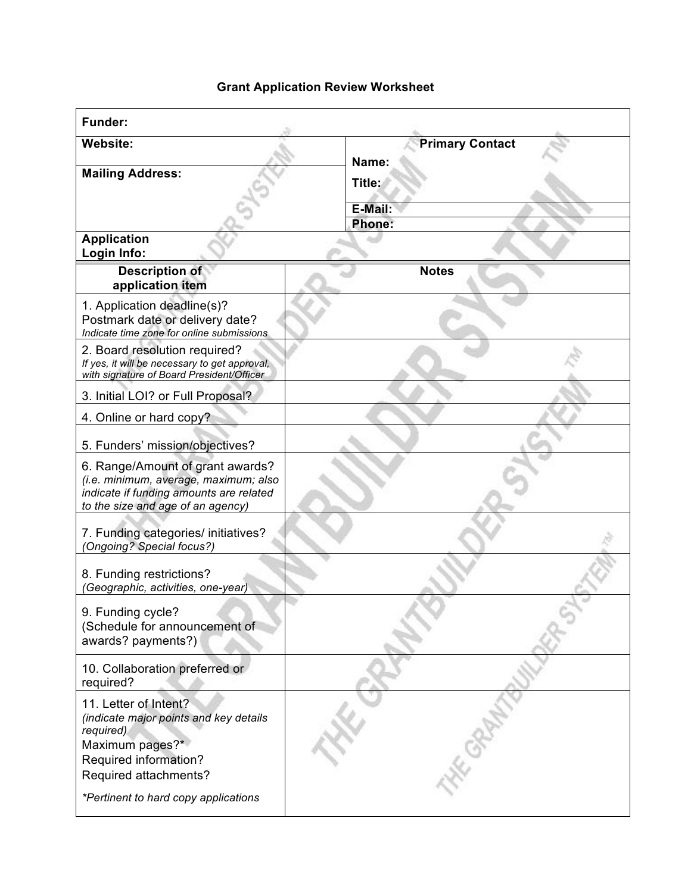# Grant Application Review Worksheet

| **Funder:** | |
|---|---|
| **Website:** | **Primary Contact**<br>**Name:**<br>**Title:** |
| **Mailing Address:** | **E-Mail:**<br>**Phone:** |
| **Application Login Info:** | |

| **Description of application item** | **Notes** |
|---|---|
| 1. Application deadline(s)? Postmark date or delivery date?<br>*Indicate time zone for online submissions* | |
| 2. Board resolution required?<br>*If yes, it will be necessary to get approval, with signature of Board President/Officer* | |
| 3. Initial LOI? or Full Proposal? | |
| 4. Online or hard copy? | |
| 5. Funders' mission/objectives? | |
| 6. Range/Amount of grant awards?<br>*(i.e. minimum, average, maximum; also indicate if funding amounts are related to the size and age of an agency)* | |
| 7. Funding categories/ initiatives?<br>*(Ongoing? Special focus?)* | |
| 8. Funding restrictions?<br>*(Geographic, activities, one-year)* | |
| 9. Funding cycle?<br>(Schedule for announcement of awards? payments?) | |
| 10. Collaboration preferred or required? | |
| 11. Letter of Intent?<br>*(indicate major points and key details required)*<br>Maximum pages?*<br>Required information?<br>Required attachments?<br><br>**Pertinent to hard copy applications* | |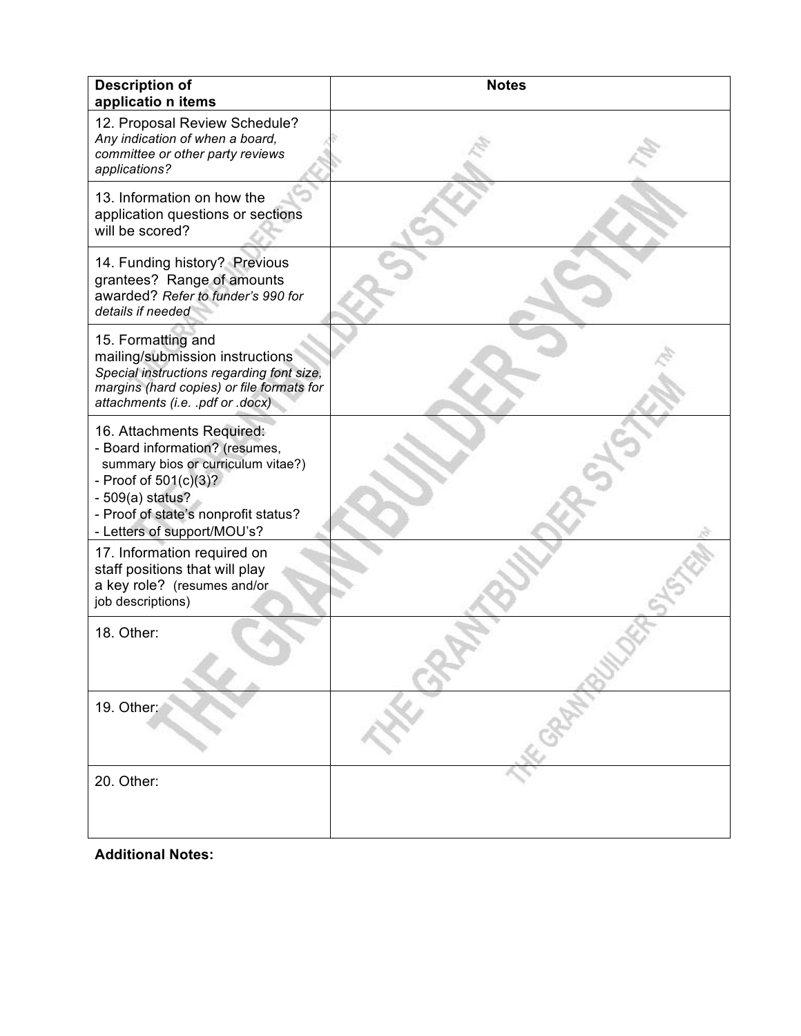| Description of applicatio n items | Notes |
|---|---|
| 12. Proposal Review Schedule? *Any indication of when a board, committee or other party reviews applications?* | |
| 13. Information on how the application questions or sections will be scored? | |
| 14. Funding history? Previous grantees? Range of amounts awarded? *Refer to funder's 990 for details if needed* | |
| 15. Formatting and mailing/submission instructions *Special instructions regarding font size, margins (hard copies) or file formats for attachments (i.e. .pdf or .docx)* | |
| 16. Attachments Required:<br>- Board information? (resumes, summary bios or curriculum vitae?)<br>- Proof of 501(c)(3)?<br>- 509(a) status?<br>- Proof of state's nonprofit status?<br>- Letters of support/MOU's? | |
| 17. Information required on staff positions that will play a key role? (resumes and/or job descriptions) | |
| 18. Other: | |
| 19. Other: | |
| 20. Other: | |

**Additional Notes:**